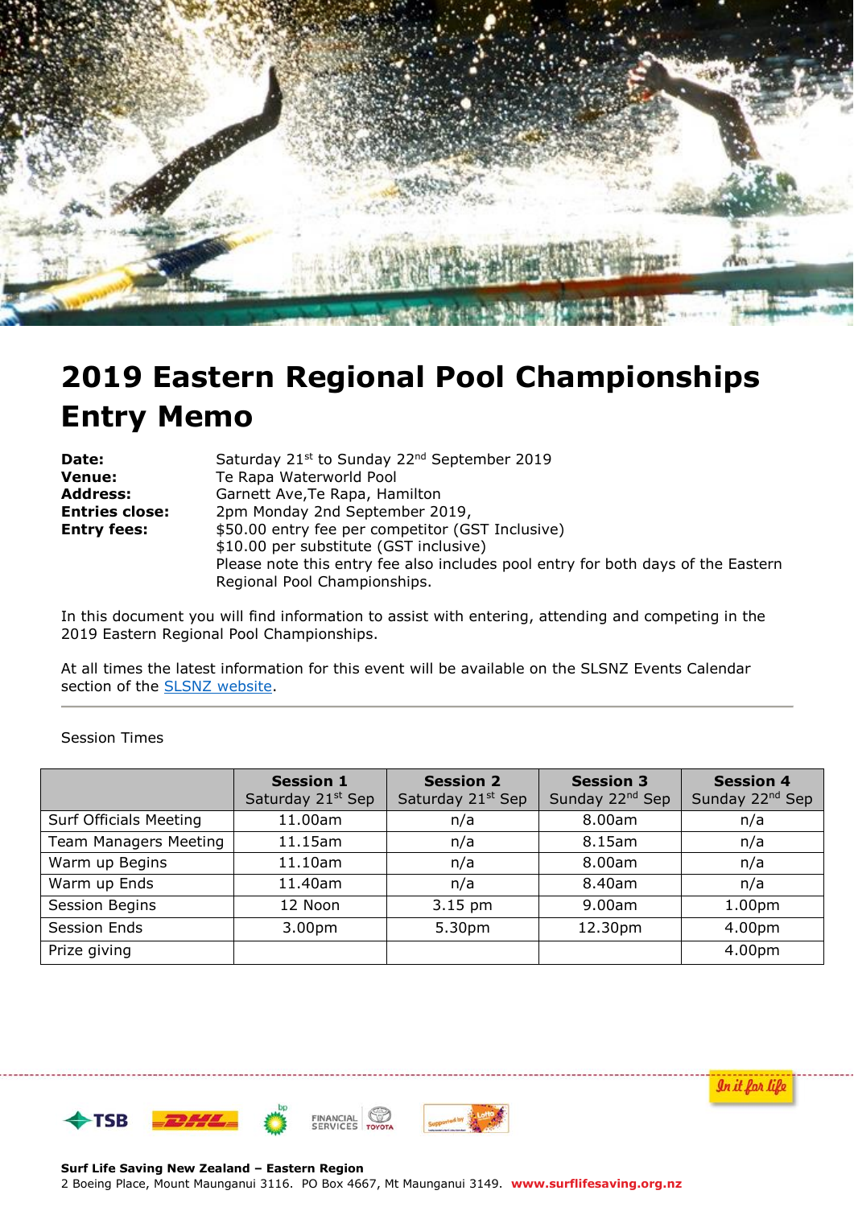# 2019 Eastern Regional Pool Championships Entry Memo

**Date:** Saturday 21st to Sunday 22nd September 2019
**Venue:** Te Rapa Waterworld Pool
**Address:** Garnett Ave,Te Rapa, Hamilton
**Entries close:** 2pm Monday 2nd September 2019,
**Entry fees:** $50.00 entry fee per competitor (GST Inclusive)
$10.00 per substitute (GST inclusive)
Please note this entry fee also includes pool entry for both days of the Eastern Regional Pool Championships.

In this document you will find information to assist with entering, attending and competing in the 2019 Eastern Regional Pool Championships.

At all times the latest information for this event will be available on the SLSNZ Events Calendar section of the SLSNZ website.

---

Session Times

| | Session 1 Saturday 21st Sep | Session 2 Saturday 21st Sep | Session 3 Sunday 22nd Sep | Session 4 Sunday 22nd Sep |
|---|---|---|---|---|
| Surf Officials Meeting | 11.00am | n/a | 8.00am | n/a |
| Team Managers Meeting | 11.15am | n/a | 8.15am | n/a |
| Warm up Begins | 11.10am | n/a | 8.00am | n/a |
| Warm up Ends | 11.40am | n/a | 8.40am | n/a |
| Session Begins | 12 Noon | 3.15 pm | 9.00am | 1.00pm |
| Session Ends | 3.00pm | 5.30pm | 12.30pm | 4.00pm |
| Prize giving | | | | 4.00pm |

In it for life

**Surf Life Saving New Zealand – Eastern Region**
2 Boeing Place, Mount Maunganui 3116. PO Box 4667, Mt Maunganui 3149. **www.surflifesaving.org.nz**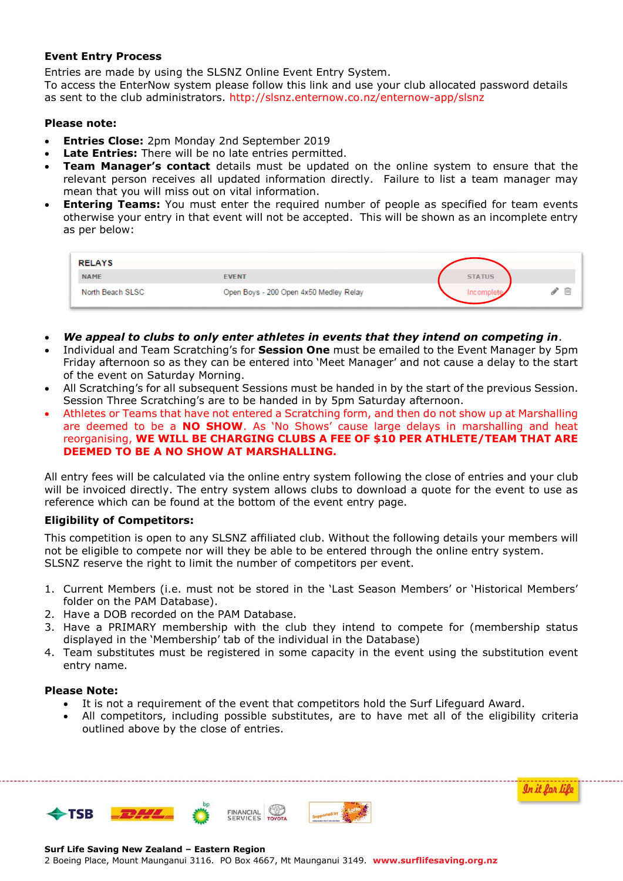**Event Entry Process**

Entries are made by using the SLSNZ Online Event Entry System.
To access the EnterNow system please follow this link and use your club allocated password details as sent to the club administrators. http://slsnz.enternow.co.nz/enternow-app/slsnz

**Please note:**

- **Entries Close:** 2pm Monday 2nd September 2019
- **Late Entries:** There will be no late entries permitted.
- **Team Manager's contact** details must be updated on the online system to ensure that the relevant person receives all updated information directly. Failure to list a team manager may mean that you will miss out on vital information.
- **Entering Teams:** You must enter the required number of people as specified for team events otherwise your entry in that event will not be accepted. This will be shown as an incomplete entry as per below:

**RELAYS**

| NAME | EVENT | STATUS |
| --- | --- | --- |
| North Beach SLSC | Open Boys - 200 Open 4x50 Medley Relay | Incomplete |

- ***We appeal to clubs to only enter athletes in events that they intend on competing in***.
- Individual and Team Scratching's for **Session One** must be emailed to the Event Manager by 5pm Friday afternoon so as they can be entered into 'Meet Manager' and not cause a delay to the start of the event on Saturday Morning.
- All Scratching's for all subsequent Sessions must be handed in by the start of the previous Session. Session Three Scratching's are to be handed in by 5pm Saturday afternoon.
- Athletes or Teams that have not entered a Scratching form, and then do not show up at Marshalling are deemed to be a **NO SHOW**. As 'No Shows' cause large delays in marshalling and heat reorganising, **WE WILL BE CHARGING CLUBS A FEE OF $10 PER ATHLETE/TEAM THAT ARE DEEMED TO BE A NO SHOW AT MARSHALLING.**

All entry fees will be calculated via the online entry system following the close of entries and your club will be invoiced directly. The entry system allows clubs to download a quote for the event to use as reference which can be found at the bottom of the event entry page.

**Eligibility of Competitors:**

This competition is open to any SLSNZ affiliated club. Without the following details your members will not be eligible to compete nor will they be able to be entered through the online entry system. SLSNZ reserve the right to limit the number of competitors per event.

1. Current Members (i.e. must not be stored in the 'Last Season Members' or 'Historical Members' folder on the PAM Database).
2. Have a DOB recorded on the PAM Database.
3. Have a PRIMARY membership with the club they intend to compete for (membership status displayed in the 'Membership' tab of the individual in the Database)
4. Team substitutes must be registered in some capacity in the event using the substitution event entry name.

**Please Note:**

- It is not a requirement of the event that competitors hold the Surf Lifeguard Award.
- All competitors, including possible substitutes, are to have met all of the eligibility criteria outlined above by the close of entries.

**Surf Life Saving New Zealand – Eastern Region**
2 Boeing Place, Mount Maunganui 3116. PO Box 4667, Mt Maunganui 3149. www.surflifesaving.org.nz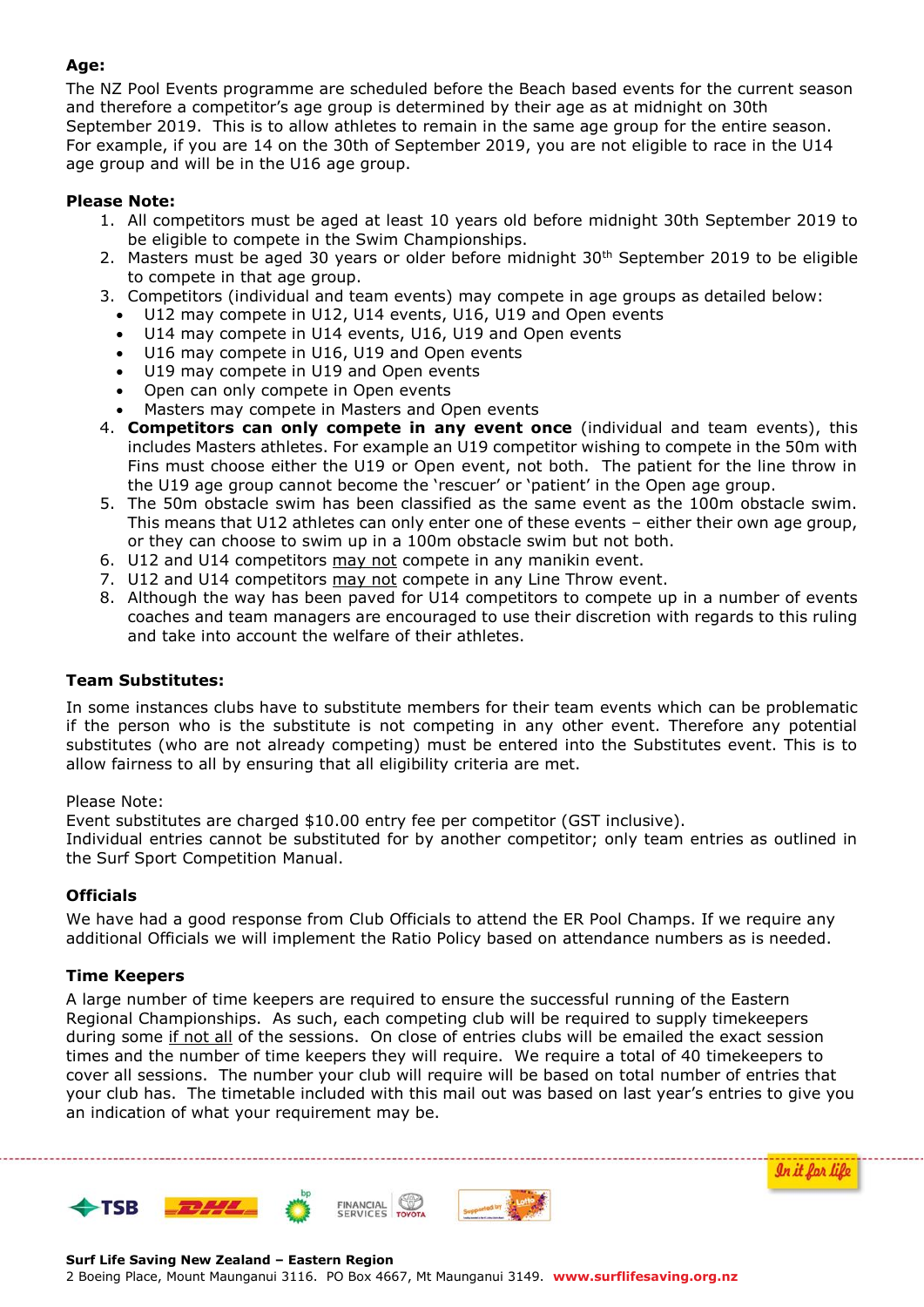**Age:**

The NZ Pool Events programme are scheduled before the Beach based events for the current season and therefore a competitor's age group is determined by their age as at midnight on 30th September 2019. This is to allow athletes to remain in the same age group for the entire season. For example, if you are 14 on the 30th of September 2019, you are not eligible to race in the U14 age group and will be in the U16 age group.

**Please Note:**

1. All competitors must be aged at least 10 years old before midnight 30th September 2019 to be eligible to compete in the Swim Championships.
2. Masters must be aged 30 years or older before midnight 30th September 2019 to be eligible to compete in that age group.
3. Competitors (individual and team events) may compete in age groups as detailed below:
   - U12 may compete in U12, U14 events, U16, U19 and Open events
   - U14 may compete in U14 events, U16, U19 and Open events
   - U16 may compete in U16, U19 and Open events
   - U19 may compete in U19 and Open events
   - Open can only compete in Open events
   - Masters may compete in Masters and Open events
4. **Competitors can only compete in any event once** (individual and team events), this includes Masters athletes. For example an U19 competitor wishing to compete in the 50m with Fins must choose either the U19 or Open event, not both. The patient for the line throw in the U19 age group cannot become the 'rescuer' or 'patient' in the Open age group.
5. The 50m obstacle swim has been classified as the same event as the 100m obstacle swim. This means that U12 athletes can only enter one of these events – either their own age group, or they can choose to swim up in a 100m obstacle swim but not both.
6. U12 and U14 competitors may not compete in any manikin event.
7. U12 and U14 competitors may not compete in any Line Throw event.
8. Although the way has been paved for U14 competitors to compete up in a number of events coaches and team managers are encouraged to use their discretion with regards to this ruling and take into account the welfare of their athletes.

**Team Substitutes:**

In some instances clubs have to substitute members for their team events which can be problematic if the person who is the substitute is not competing in any other event. Therefore any potential substitutes (who are not already competing) must be entered into the Substitutes event. This is to allow fairness to all by ensuring that all eligibility criteria are met.

Please Note:
Event substitutes are charged $10.00 entry fee per competitor (GST inclusive).
Individual entries cannot be substituted for by another competitor; only team entries as outlined in the Surf Sport Competition Manual.

**Officials**

We have had a good response from Club Officials to attend the ER Pool Champs. If we require any additional Officials we will implement the Ratio Policy based on attendance numbers as is needed.

**Time Keepers**

A large number of time keepers are required to ensure the successful running of the Eastern Regional Championships. As such, each competing club will be required to supply timekeepers during some if not all of the sessions. On close of entries clubs will be emailed the exact session times and the number of time keepers they will require. We require a total of 40 timekeepers to cover all sessions. The number your club will require will be based on total number of entries that your club has. The timetable included with this mail out was based on last year's entries to give you an indication of what your requirement may be.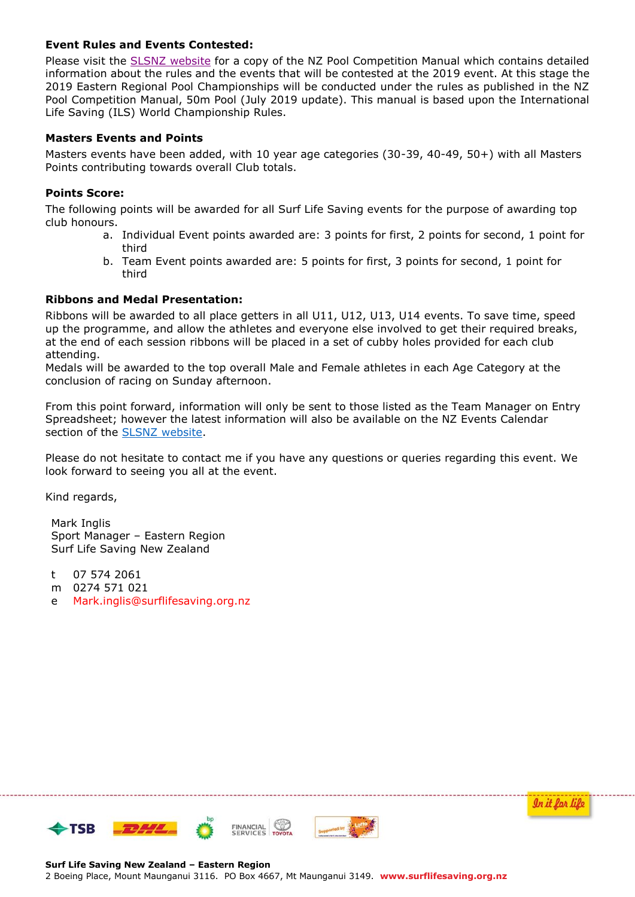### Event Rules and Events Contested:

Please visit the SLSNZ website for a copy of the NZ Pool Competition Manual which contains detailed information about the rules and the events that will be contested at the 2019 event. At this stage the 2019 Eastern Regional Pool Championships will be conducted under the rules as published in the NZ Pool Competition Manual, 50m Pool (July 2019 update). This manual is based upon the International Life Saving (ILS) World Championship Rules.

### Masters Events and Points

Masters events have been added, with 10 year age categories (30-39, 40-49, 50+) with all Masters Points contributing towards overall Club totals.

### Points Score:

The following points will be awarded for all Surf Life Saving events for the purpose of awarding top club honours.

a. Individual Event points awarded are: 3 points for first, 2 points for second, 1 point for third
b. Team Event points awarded are: 5 points for first, 3 points for second, 1 point for third

### Ribbons and Medal Presentation:

Ribbons will be awarded to all place getters in all U11, U12, U13, U14 events. To save time, speed up the programme, and allow the athletes and everyone else involved to get their required breaks, at the end of each session ribbons will be placed in a set of cubby holes provided for each club attending.

Medals will be awarded to the top overall Male and Female athletes in each Age Category at the conclusion of racing on Sunday afternoon.

From this point forward, information will only be sent to those listed as the Team Manager on Entry Spreadsheet; however the latest information will also be available on the NZ Events Calendar section of the SLSNZ website.

Please do not hesitate to contact me if you have any questions or queries regarding this event. We look forward to seeing you all at the event.

Kind regards,

Mark Inglis
Sport Manager – Eastern Region
Surf Life Saving New Zealand

t 07 574 2061
m 0274 571 021
e Mark.inglis@surflifesaving.org.nz

In it for life

**Surf Life Saving New Zealand – Eastern Region**
2 Boeing Place, Mount Maunganui 3116. PO Box 4667, Mt Maunganui 3149. **www.surflifesaving.org.nz**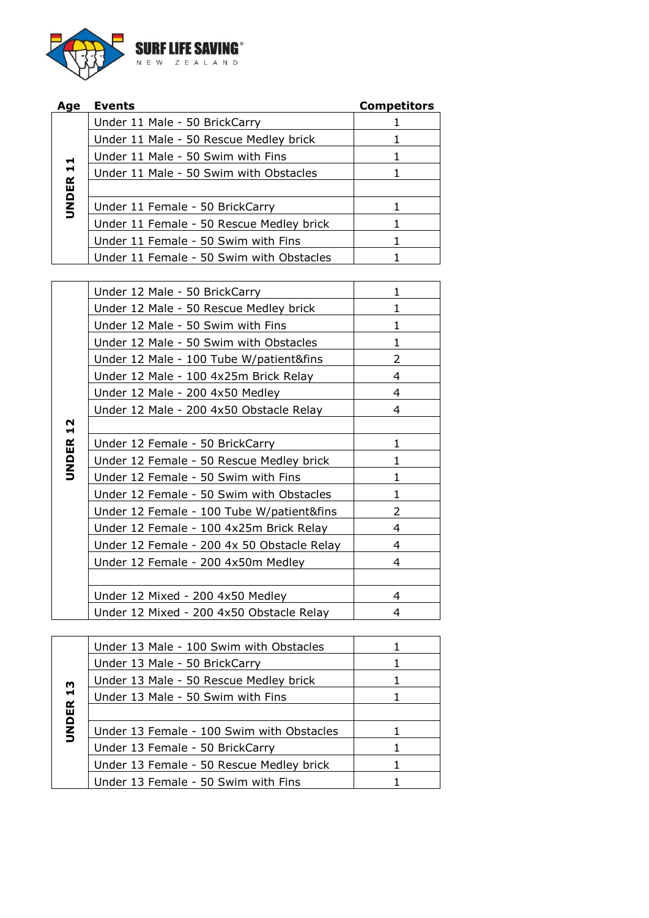SURF LIFE SAVING NEW ZEALAND

| Age | Events | Competitors |
|---|---|---|
| UNDER 11 | Under 11 Male - 50 BrickCarry | 1 |
| | Under 11 Male - 50 Rescue Medley brick | 1 |
| | Under 11 Male - 50 Swim with Fins | 1 |
| | Under 11 Male - 50 Swim with Obstacles | 1 |
| | | |
| | Under 11 Female - 50 BrickCarry | 1 |
| | Under 11 Female - 50 Rescue Medley brick | 1 |
| | Under 11 Female - 50 Swim with Fins | 1 |
| | Under 11 Female - 50 Swim with Obstacles | 1 |
| UNDER 12 | Under 12 Male - 50 BrickCarry | 1 |
| | Under 12 Male - 50 Rescue Medley brick | 1 |
| | Under 12 Male - 50 Swim with Fins | 1 |
| | Under 12 Male - 50 Swim with Obstacles | 1 |
| | Under 12 Male - 100 Tube W/patient&fins | 2 |
| | Under 12 Male - 100 4x25m Brick Relay | 4 |
| | Under 12 Male - 200 4x50 Medley | 4 |
| | Under 12 Male - 200 4x50 Obstacle Relay | 4 |
| | | |
| | Under 12 Female - 50 BrickCarry | 1 |
| | Under 12 Female - 50 Rescue Medley brick | 1 |
| | Under 12 Female - 50 Swim with Fins | 1 |
| | Under 12 Female - 50 Swim with Obstacles | 1 |
| | Under 12 Female - 100 Tube W/patient&fins | 2 |
| | Under 12 Female - 100 4x25m Brick Relay | 4 |
| | Under 12 Female - 200 4x 50 Obstacle Relay | 4 |
| | Under 12 Female - 200 4x50m Medley | 4 |
| | | |
| | Under 12 Mixed - 200 4x50 Medley | 4 |
| | Under 12 Mixed - 200 4x50 Obstacle Relay | 4 |
| UNDER 13 | Under 13 Male - 100 Swim with Obstacles | 1 |
| | Under 13 Male - 50 BrickCarry | 1 |
| | Under 13 Male - 50 Rescue Medley brick | 1 |
| | Under 13 Male - 50 Swim with Fins | 1 |
| | | |
| | Under 13 Female - 100 Swim with Obstacles | 1 |
| | Under 13 Female - 50 BrickCarry | 1 |
| | Under 13 Female - 50 Rescue Medley brick | 1 |
| | Under 13 Female - 50 Swim with Fins | 1 |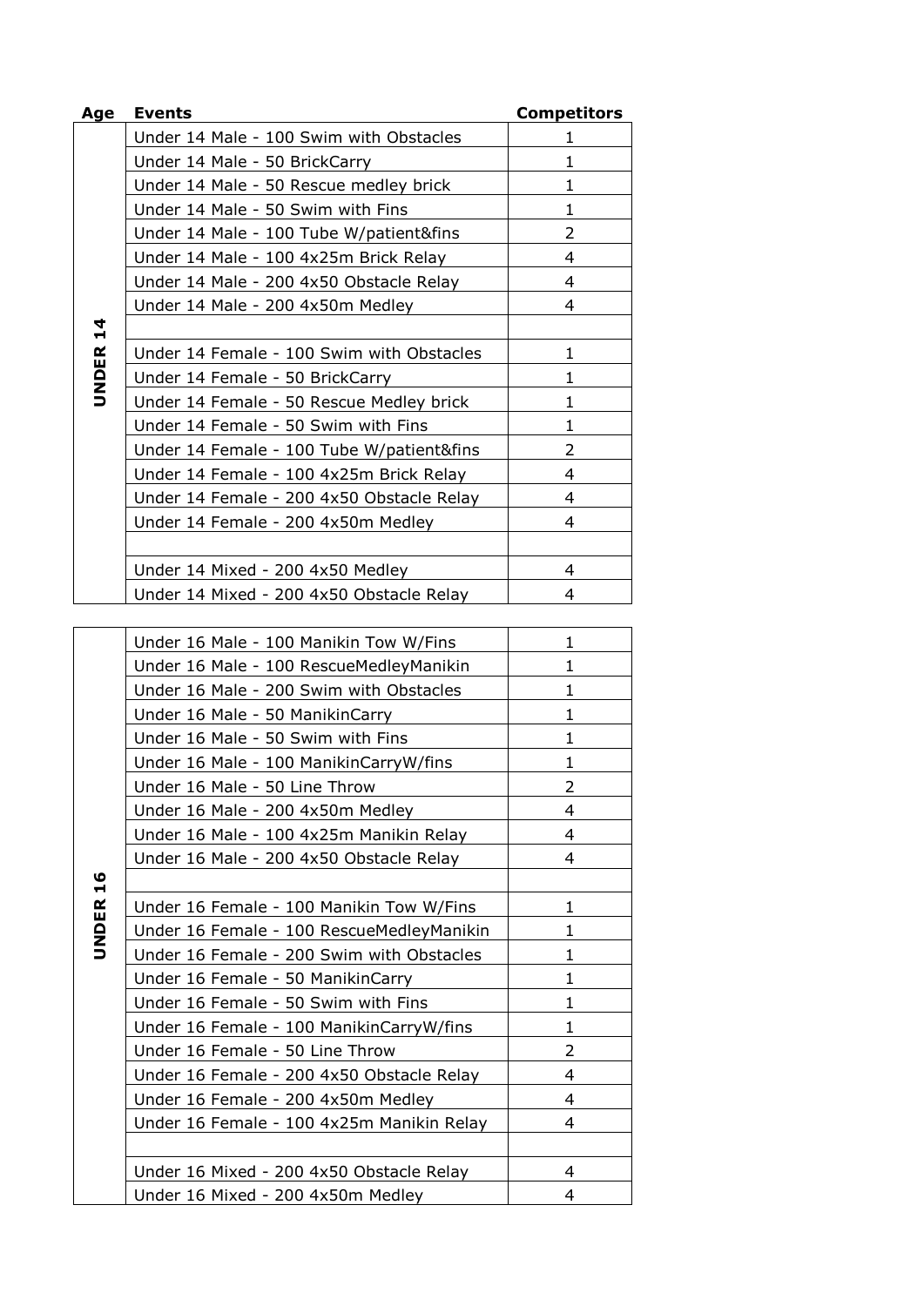| Age | Events | Competitors |
|---|---|---|
| **UNDER 14** | Under 14 Male - 100 Swim with Obstacles | 1 |
| | Under 14 Male - 50 BrickCarry | 1 |
| | Under 14 Male - 50 Rescue medley brick | 1 |
| | Under 14 Male - 50 Swim with Fins | 1 |
| | Under 14 Male - 100 Tube W/patient&fins | 2 |
| | Under 14 Male - 100 4x25m Brick Relay | 4 |
| | Under 14 Male - 200 4x50 Obstacle Relay | 4 |
| | Under 14 Male - 200 4x50m Medley | 4 |
| | | |
| | Under 14 Female - 100 Swim with Obstacles | 1 |
| | Under 14 Female - 50 BrickCarry | 1 |
| | Under 14 Female - 50 Rescue Medley brick | 1 |
| | Under 14 Female - 50 Swim with Fins | 1 |
| | Under 14 Female - 100 Tube W/patient&fins | 2 |
| | Under 14 Female - 100 4x25m Brick Relay | 4 |
| | Under 14 Female - 200 4x50 Obstacle Relay | 4 |
| | Under 14 Female - 200 4x50m Medley | 4 |
| | | |
| | Under 14 Mixed - 200 4x50 Medley | 4 |
| | Under 14 Mixed - 200 4x50 Obstacle Relay | 4 |

| Age | Events | Competitors |
|---|---|---|
| **UNDER 16** | Under 16 Male - 100 Manikin Tow W/Fins | 1 |
| | Under 16 Male - 100 RescueMedleyManikin | 1 |
| | Under 16 Male - 200 Swim with Obstacles | 1 |
| | Under 16 Male - 50 ManikinCarry | 1 |
| | Under 16 Male - 50 Swim with Fins | 1 |
| | Under 16 Male - 100 ManikinCarryW/fins | 1 |
| | Under 16 Male - 50 Line Throw | 2 |
| | Under 16 Male - 200 4x50m Medley | 4 |
| | Under 16 Male - 100 4x25m Manikin Relay | 4 |
| | Under 16 Male - 200 4x50 Obstacle Relay | 4 |
| | | |
| | Under 16 Female - 100 Manikin Tow W/Fins | 1 |
| | Under 16 Female - 100 RescueMedleyManikin | 1 |
| | Under 16 Female - 200 Swim with Obstacles | 1 |
| | Under 16 Female - 50 ManikinCarry | 1 |
| | Under 16 Female - 50 Swim with Fins | 1 |
| | Under 16 Female - 100 ManikinCarryW/fins | 1 |
| | Under 16 Female - 50 Line Throw | 2 |
| | Under 16 Female - 200 4x50 Obstacle Relay | 4 |
| | Under 16 Female - 200 4x50m Medley | 4 |
| | Under 16 Female - 100 4x25m Manikin Relay | 4 |
| | | |
| | Under 16 Mixed - 200 4x50 Obstacle Relay | 4 |
| | Under 16 Mixed - 200 4x50m Medley | 4 |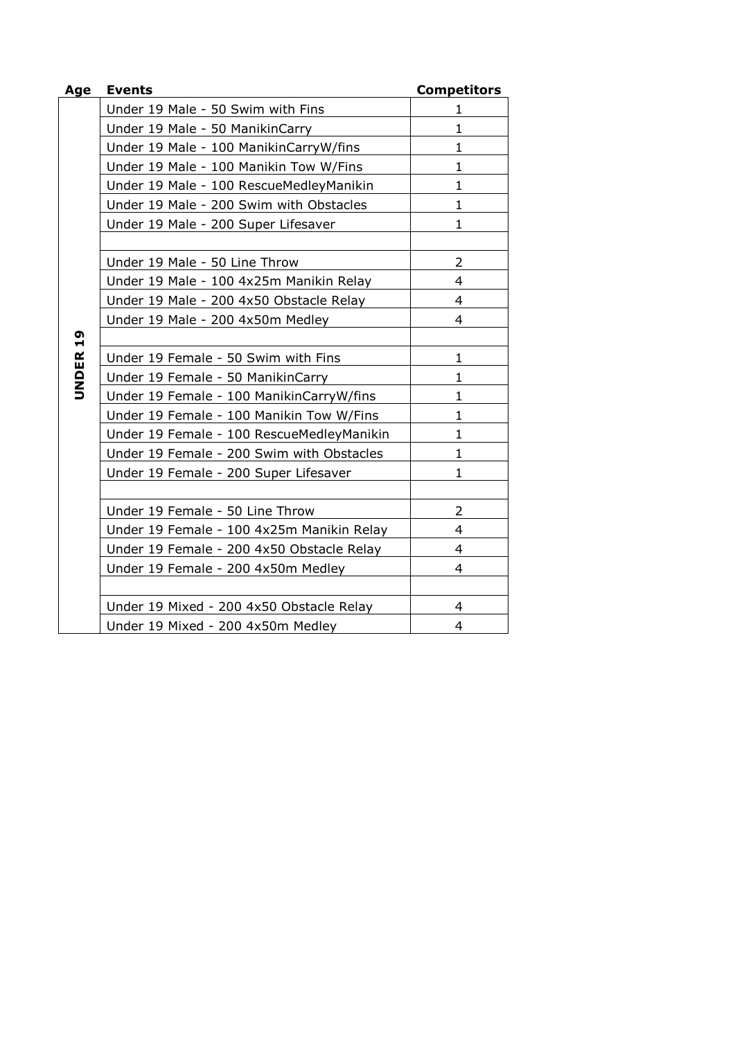| Age | Events | Competitors |
|---|---|---|
| UNDER 19 | Under 19 Male - 50 Swim with Fins | 1 |
| | Under 19 Male - 50 ManikinCarry | 1 |
| | Under 19 Male - 100 ManikinCarryW/fins | 1 |
| | Under 19 Male - 100 Manikin Tow W/Fins | 1 |
| | Under 19 Male - 100 RescueMedleyManikin | 1 |
| | Under 19 Male - 200 Swim with Obstacles | 1 |
| | Under 19 Male - 200 Super Lifesaver | 1 |
| | | |
| | Under 19 Male - 50 Line Throw | 2 |
| | Under 19 Male - 100 4x25m Manikin Relay | 4 |
| | Under 19 Male - 200 4x50 Obstacle Relay | 4 |
| | Under 19 Male - 200 4x50m Medley | 4 |
| | | |
| | Under 19 Female - 50 Swim with Fins | 1 |
| | Under 19 Female - 50 ManikinCarry | 1 |
| | Under 19 Female - 100 ManikinCarryW/fins | 1 |
| | Under 19 Female - 100 Manikin Tow W/Fins | 1 |
| | Under 19 Female - 100 RescueMedleyManikin | 1 |
| | Under 19 Female - 200 Swim with Obstacles | 1 |
| | Under 19 Female - 200 Super Lifesaver | 1 |
| | | |
| | Under 19 Female - 50 Line Throw | 2 |
| | Under 19 Female - 100 4x25m Manikin Relay | 4 |
| | Under 19 Female - 200 4x50 Obstacle Relay | 4 |
| | Under 19 Female - 200 4x50m Medley | 4 |
| | | |
| | Under 19 Mixed - 200 4x50 Obstacle Relay | 4 |
| | Under 19 Mixed - 200 4x50m Medley | 4 |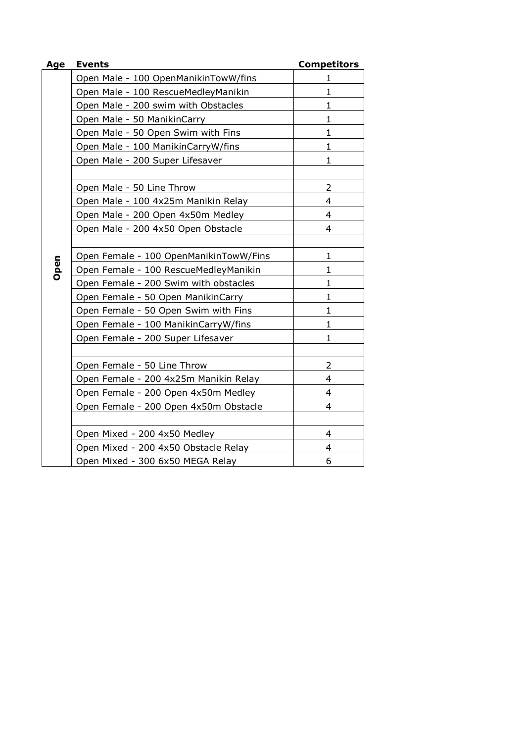| Age | Events | Competitors |
| --- | --- | --- |
| Open | Open Male - 100 OpenManikinTowW/fins | 1 |
| | Open Male - 100 RescueMedleyManikin | 1 |
| | Open Male - 200 swim with Obstacles | 1 |
| | Open Male - 50 ManikinCarry | 1 |
| | Open Male - 50 Open Swim with Fins | 1 |
| | Open Male - 100 ManikinCarryW/fins | 1 |
| | Open Male - 200 Super Lifesaver | 1 |
| | | |
| | Open Male - 50 Line Throw | 2 |
| | Open Male - 100 4x25m Manikin Relay | 4 |
| | Open Male - 200 Open 4x50m Medley | 4 |
| | Open Male - 200 4x50 Open Obstacle | 4 |
| | | |
| | Open Female - 100 OpenManikinTowW/Fins | 1 |
| | Open Female - 100 RescueMedleyManikin | 1 |
| | Open Female - 200 Swim with obstacles | 1 |
| | Open Female - 50 Open ManikinCarry | 1 |
| | Open Female - 50 Open Swim with Fins | 1 |
| | Open Female - 100 ManikinCarryW/fins | 1 |
| | Open Female - 200 Super Lifesaver | 1 |
| | | |
| | Open Female - 50 Line Throw | 2 |
| | Open Female - 200 4x25m Manikin Relay | 4 |
| | Open Female - 200 Open 4x50m Medley | 4 |
| | Open Female - 200 Open 4x50m Obstacle | 4 |
| | | |
| | Open Mixed - 200 4x50 Medley | 4 |
| | Open Mixed - 200 4x50 Obstacle Relay | 4 |
| | Open Mixed - 300 6x50 MEGA Relay | 6 |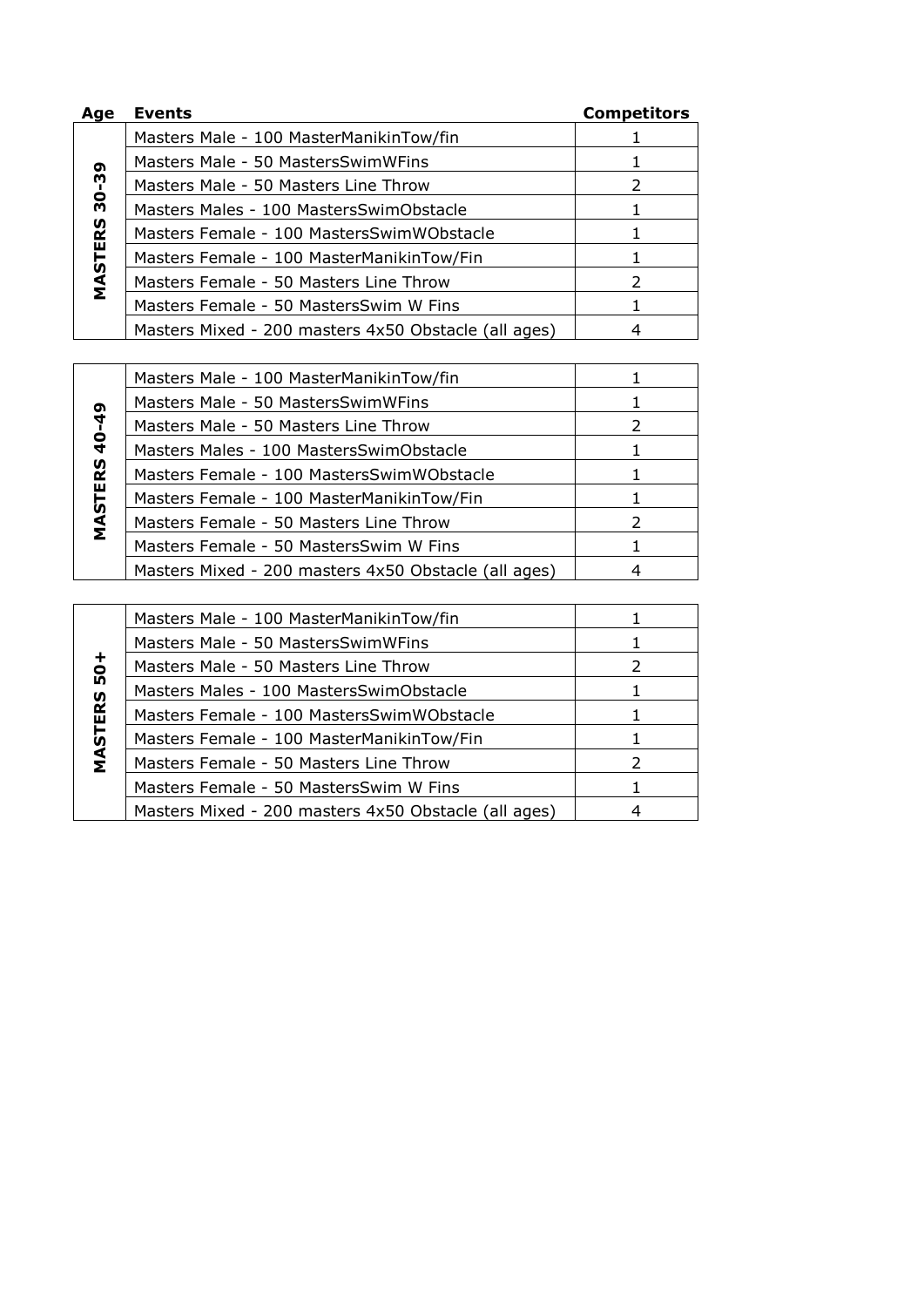| Age | Events | Competitors |
|---|---|---|
| MASTERS 30-39 | Masters Male - 100 MasterManikinTow/fin | 1 |
| | Masters Male - 50 MastersSwimWFins | 1 |
| | Masters Male - 50 Masters Line Throw | 2 |
| | Masters Males - 100 MastersSwimObstacle | 1 |
| | Masters Female - 100 MastersSwimWObstacle | 1 |
| | Masters Female - 100 MasterManikinTow/Fin | 1 |
| | Masters Female - 50 Masters Line Throw | 2 |
| | Masters Female - 50 MastersSwim W Fins | 1 |
| | Masters Mixed - 200 masters 4x50 Obstacle (all ages) | 4 |

| | | |
|---|---|---|
| MASTERS 40-49 | Masters Male - 100 MasterManikinTow/fin | 1 |
| | Masters Male - 50 MastersSwimWFins | 1 |
| | Masters Male - 50 Masters Line Throw | 2 |
| | Masters Males - 100 MastersSwimObstacle | 1 |
| | Masters Female - 100 MastersSwimWObstacle | 1 |
| | Masters Female - 100 MasterManikinTow/Fin | 1 |
| | Masters Female - 50 Masters Line Throw | 2 |
| | Masters Female - 50 MastersSwim W Fins | 1 |
| | Masters Mixed - 200 masters 4x50 Obstacle (all ages) | 4 |

| | | |
|---|---|---|
| MASTERS 50+ | Masters Male - 100 MasterManikinTow/fin | 1 |
| | Masters Male - 50 MastersSwimWFins | 1 |
| | Masters Male - 50 Masters Line Throw | 2 |
| | Masters Males - 100 MastersSwimObstacle | 1 |
| | Masters Female - 100 MastersSwimWObstacle | 1 |
| | Masters Female - 100 MasterManikinTow/Fin | 1 |
| | Masters Female - 50 Masters Line Throw | 2 |
| | Masters Female - 50 MastersSwim W Fins | 1 |
| | Masters Mixed - 200 masters 4x50 Obstacle (all ages) | 4 |